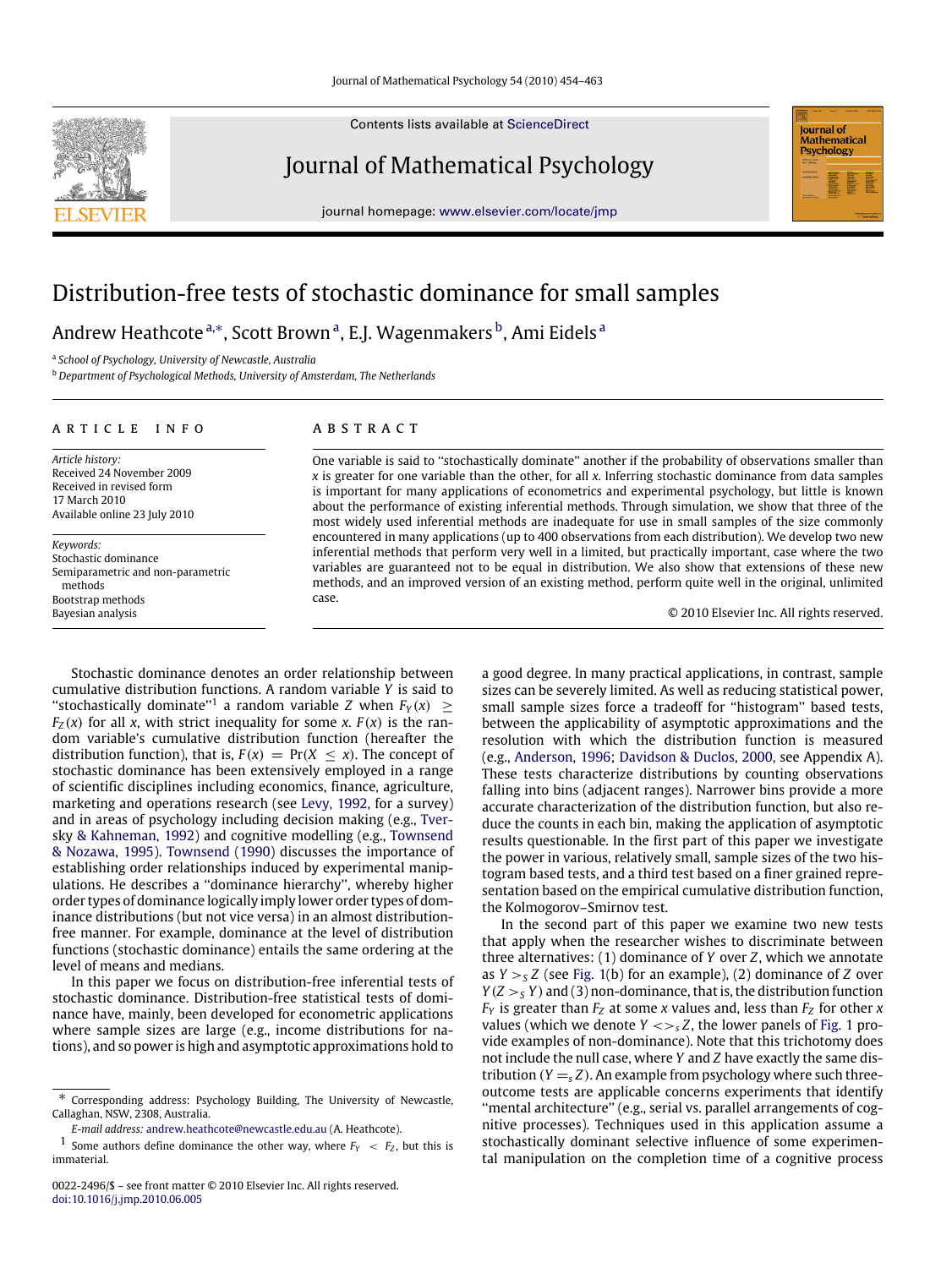# Distribution-free tests of stochastic dominance for small samples

Andrew Heathcote [a,*], Scott Brown [a], E.J. Wagenmakers [b], Ami Eidels [a]

[a] *School of Psychology, University of Newcastle, Australia*

[b] *Department of Psychological Methods, University of Amsterdam, The Netherlands*

## ARTICLE INFO

*Article history:*
Received 24 November 2009
Received in revised form
17 March 2010
Available online 23 July 2010

*Keywords:*
Stochastic dominance
Semiparametric and non-parametric methods
Bootstrap methods
Bayesian analysis

## ABSTRACT

One variable is said to "stochastically dominate" another if the probability of observations smaller than $x$ is greater for one variable than the other, for all $x$. Inferring stochastic dominance from data samples is important for many applications of econometrics and experimental psychology, but little is known about the performance of existing inferential methods. Through simulation, we show that three of the most widely used inferential methods are inadequate for use in small samples of the size commonly encountered in many applications (up to 400 observations from each distribution). We develop two new inferential methods that perform very well in a limited, but practically important, case where the two variables are guaranteed not to be equal in distribution. We also show that extensions of these new methods, and an improved version of an existing method, perform quite well in the original, unlimited case.

© 2010 Elsevier Inc. All rights reserved.

Stochastic dominance denotes an order relationship between cumulative distribution functions. A random variable $Y$ is said to "stochastically dominate"[1] a random variable $Z$ when $F_Y(x) \geq F_Z(x)$ for all $x$, with strict inequality for some $x$. $F(x)$ is the random variable's cumulative distribution function (hereafter the distribution function), that is, $F(x) = \Pr(X \leq x)$. The concept of stochastic dominance has been extensively employed in a range of scientific disciplines including economics, finance, agriculture, marketing and operations research (see Levy, 1992, for a survey) and in areas of psychology including decision making (e.g., Tversky & Kahneman, 1992) and cognitive modelling (e.g., Townsend & Nozawa, 1995). Townsend (1990) discusses the importance of establishing order relationships induced by experimental manipulations. He describes a "dominance hierarchy", whereby higher order types of dominance logically imply lower order types of dominance distributions (but not vice versa) in an almost distribution-free manner. For example, dominance at the level of distribution functions (stochastic dominance) entails the same ordering at the level of means and medians.

In this paper we focus on distribution-free inferential tests of stochastic dominance. Distribution-free statistical tests of dominance have, mainly, been developed for econometric applications where sample sizes are large (e.g., income distributions for nations), and so power is high and asymptotic approximations hold to a good degree. In many practical applications, in contrast, sample sizes can be severely limited. As well as reducing statistical power, small sample sizes force a tradeoff for "histogram" based tests, between the applicability of asymptotic approximations and the resolution with which the distribution function is measured (e.g., Anderson, 1996; Davidson & Duclos, 2000, see Appendix A). These tests characterize distributions by counting observations falling into bins (adjacent ranges). Narrower bins provide a more accurate characterization of the distribution function, but also reduce the counts in each bin, making the application of asymptotic results questionable. In the first part of this paper we investigate the power in various, relatively small, sample sizes of the two histogram based tests, and a third test based on a finer grained representation based on the empirical cumulative distribution function, the Kolmogorov–Smirnov test.

In the second part of this paper we examine two new tests that apply when the researcher wishes to discriminate between three alternatives: (1) dominance of $Y$ over $Z$, which we annotate as $Y >_s Z$ (see Fig. 1(b) for an example), (2) dominance of $Z$ over $Y$ ($Z >_s Y$) and (3) non-dominance, that is, the distribution function $F_Y$ is greater than $F_Z$ at some $x$ values and, less than $F_Z$ for other $x$ values (which we denote $Y <>_s Z$, the lower panels of Fig. 1 provide examples of non-dominance). Note that this trichotomy does not include the null case, where $Y$ and $Z$ have exactly the same distribution ($Y =_s Z$). An example from psychology where such three-outcome tests are applicable concerns experiments that identify "mental architecture" (e.g., serial vs. parallel arrangements of cognitive processes). Techniques used in this application assume a stochastically dominant selective influence of some experimental manipulation on the completion time of a cognitive process

---

\* Corresponding address: Psychology Building, The University of Newcastle, Callaghan, NSW, 2308, Australia.

*E-mail address:* andrew.heathcote@newcastle.edu.au (A. Heathcote).

[1] Some authors define dominance the other way, where $F_Y < F_Z$, but this is immaterial.

0022-2496/$ – see front matter © 2010 Elsevier Inc. All rights reserved.
doi:10.1016/j.jmp.2010.06.005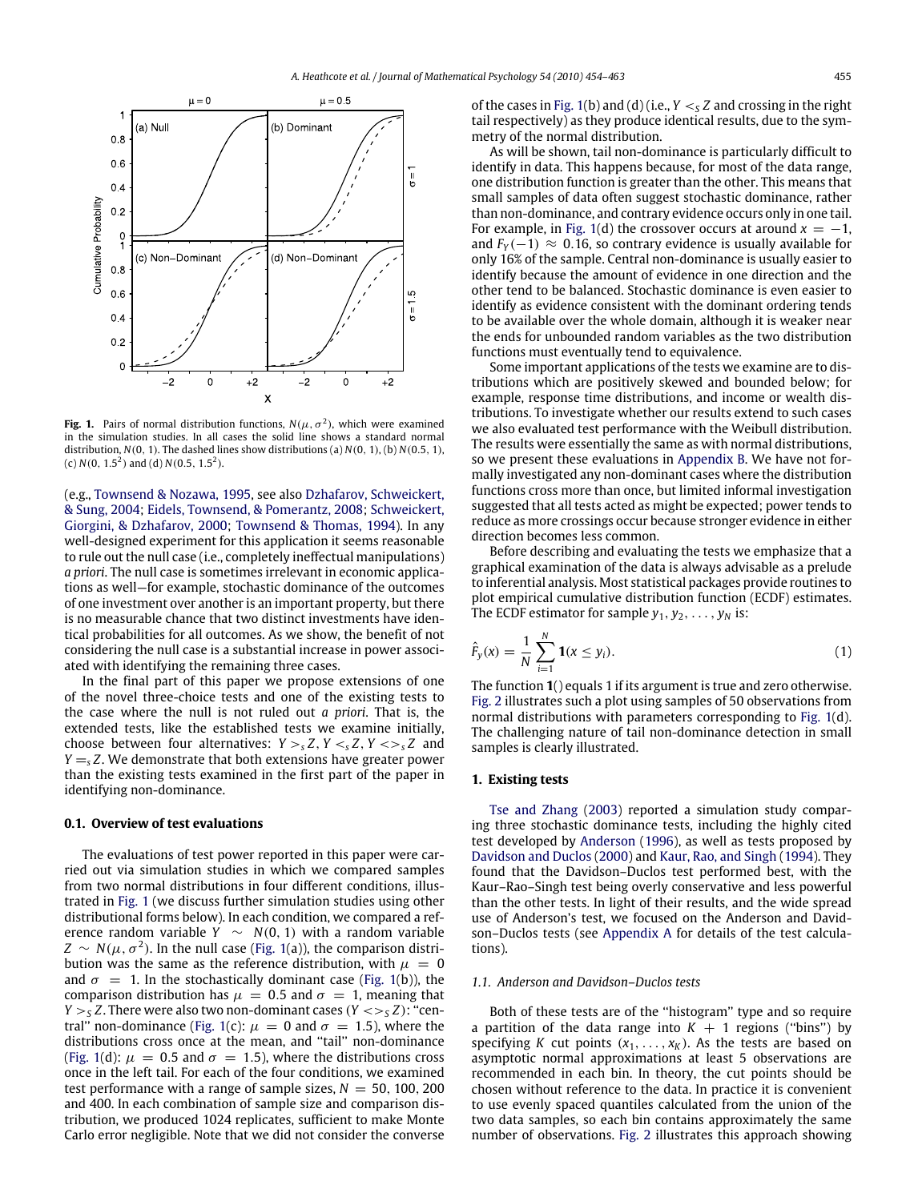Fig. 1. Pairs of normal distribution functions, $N(\mu, \sigma^2)$, which were examined in the simulation studies. In all cases the solid line shows a standard normal distribution, $N(0, 1)$. The dashed lines show distributions (a) $N(0, 1)$, (b) $N(0.5, 1)$, (c) $N(0, 1.5^2)$ and (d) $N(0.5, 1.5^2)$.

(e.g., Townsend & Nozawa, 1995, see also Dzhafarov, Schweickert, & Sung, 2004; Eidels, Townsend, & Pomerantz, 2008; Schweickert, Giorgini, & Dzhafarov, 2000; Townsend & Thomas, 1994). In any well-designed experiment for this application it seems reasonable to rule out the null case (i.e., completely ineffectual manipulations) *a priori*. The null case is sometimes irrelevant in economic applications as well—for example, stochastic dominance of the outcomes of one investment over another is an important property, but there is no measurable chance that two distinct investments have identical probabilities for all outcomes. As we show, the benefit of not considering the null case is a substantial increase in power associated with identifying the remaining three cases.

In the final part of this paper we propose extensions of one of the novel three-choice tests and one of the existing tests to the case where the null is not ruled out *a priori*. That is, the extended tests, like the established tests we examine initially, choose between four alternatives: $Y >_s Z$, $Y <_s Z$, $Y <>_s Z$ and $Y =_s Z$. We demonstrate that both extensions have greater power than the existing tests examined in the first part of the paper in identifying non-dominance.

### 0.1. Overview of test evaluations

The evaluations of test power reported in this paper were carried out via simulation studies in which we compared samples from two normal distributions in four different conditions, illustrated in Fig. 1 (we discuss further simulation studies using other distributional forms below). In each condition, we compared a reference random variable $Y \sim N(0, 1)$ with a random variable $Z \sim N(\mu, \sigma^2)$. In the null case (Fig. 1(a)), the comparison distribution was the same as the reference distribution, with $\mu = 0$ and $\sigma = 1$. In the stochastically dominant case (Fig. 1(b)), the comparison distribution has $\mu = 0.5$ and $\sigma = 1$, meaning that $Y >_S Z$. There were also two non-dominant cases ($Y <>_S Z$): "central" non-dominance (Fig. 1(c): $\mu = 0$ and $\sigma = 1.5$), where the distributions cross once at the mean, and "tail" non-dominance (Fig. 1(d): $\mu = 0.5$ and $\sigma = 1.5$), where the distributions cross once in the left tail. For each of the four conditions, we examined test performance with a range of sample sizes, $N = 50$, 100, 200 and 400. In each combination of sample size and comparison distribution, we produced 1024 replicates, sufficient to make Monte Carlo error negligible. Note that we did not consider the converse of the cases in Fig. 1(b) and (d) (i.e., $Y <_S Z$ and crossing in the right tail respectively) as they produce identical results, due to the symmetry of the normal distribution.

As will be shown, tail non-dominance is particularly difficult to identify in data. This happens because, for most of the data range, one distribution function is greater than the other. This means that small samples of data often suggest stochastic dominance, rather than non-dominance, and contrary evidence occurs only in one tail. For example, in Fig. 1(d) the crossover occurs at around $x = -1$, and $F_Y(-1) \approx 0.16$, so contrary evidence is usually available for only 16% of the sample. Central non-dominance is usually easier to identify because the amount of evidence in one direction and the other tend to be balanced. Stochastic dominance is even easier to identify as evidence consistent with the dominant ordering tends to be available over the whole domain, although it is weaker near the ends for unbounded random variables as the two distribution functions must eventually tend to equivalence.

Some important applications of the tests we examine are to distributions which are positively skewed and bounded below; for example, response time distributions, and income or wealth distributions. To investigate whether our results extend to such cases we also evaluated test performance with the Weibull distribution. The results were essentially the same as with normal distributions, so we present these evaluations in Appendix B. We have not formally investigated any non-dominant cases where the distribution functions cross more than once, but limited informal investigation suggested that all tests acted as might be expected; power tends to reduce as more crossings occur because stronger evidence in either direction becomes less common.

Before describing and evaluating the tests we emphasize that a graphical examination of the data is always advisable as a prelude to inferential analysis. Most statistical packages provide routines to plot empirical cumulative distribution function (ECDF) estimates. The ECDF estimator for sample $y_1, y_2, \ldots, y_N$ is:

$$\hat{F}_y(x) = \frac{1}{N} \sum_{i=1}^{N} \mathbf{1}(x \le y_i). \tag{1}$$

The function $\mathbf{1}()$ equals 1 if its argument is true and zero otherwise. Fig. 2 illustrates such a plot using samples of 50 observations from normal distributions with parameters corresponding to Fig. 1(d). The challenging nature of tail non-dominance detection in small samples is clearly illustrated.

## 1. Existing tests

Tse and Zhang (2003) reported a simulation study comparing three stochastic dominance tests, including the highly cited test developed by Anderson (1996), as well as tests proposed by Davidson and Duclos (2000) and Kaur, Rao, and Singh (1994). They found that the Davidson–Duclos test performed best, with the Kaur–Rao–Singh test being overly conservative and less powerful than the other tests. In light of their results, and the wide spread use of Anderson's test, we focused on the Anderson and Davidson–Duclos tests (see Appendix A for details of the test calculations).

### 1.1. Anderson and Davidson–Duclos tests

Both of these tests are of the "histogram" type and so require a partition of the data range into $K + 1$ regions ("bins") by specifying $K$ cut points ($x_1, \ldots, x_K$). As the tests are based on asymptotic normal approximations at least 5 observations are recommended in each bin. In theory, the cut points should be chosen without reference to the data. In practice it is convenient to use evenly spaced quantiles calculated from the union of the two data samples, so each bin contains approximately the same number of observations. Fig. 2 illustrates this approach showing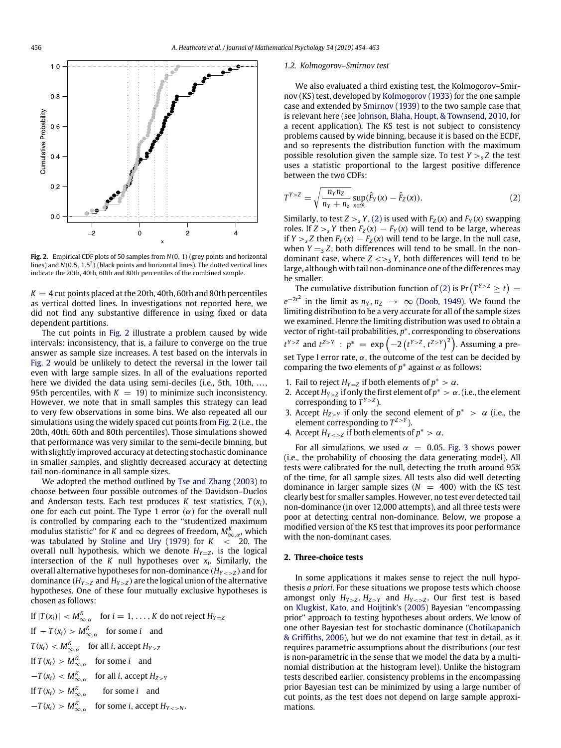**Fig. 2.** Empirical CDF plots of 50 samples from $N(0, 1)$ (grey points and horizontal lines) and $N(0.5, 1.5^2)$ (black points and horizontal lines). The dotted vertical lines indicate the 20th, 40th, 60th and 80th percentiles of the combined sample.

$K = 4$ cut points placed at the 20th, 40th, 60th and 80th percentiles as vertical dotted lines. In investigations not reported here, we did not find any substantive difference in using fixed or data dependent partitions.

The cut points in Fig. 2 illustrate a problem caused by wide intervals: inconsistency, that is, a failure to converge on the true answer as sample size increases. A test based on the intervals in Fig. 2 would be unlikely to detect the reversal in the lower tail even with large sample sizes. In all of the evaluations reported here we divided the data using semi-deciles (i.e., 5th, 10th, …, 95th percentiles, with $K = 19$) to minimize such inconsistency. However, we note that in small samples this strategy can lead to very few observations in some bins. We also repeated all our simulations using the widely spaced cut points from Fig. 2 (i.e., the 20th, 40th, 60th and 80th percentiles). Those simulations showed that performance was very similar to the semi-decile binning, but with slightly improved accuracy at detecting stochastic dominance in smaller samples, and slightly decreased accuracy at detecting tail non-dominance in all sample sizes.

We adopted the method outlined by Tse and Zhang (2003) to choose between four possible outcomes of the Davidson–Duclos and Anderson tests. Each test produces $K$ test statistics, $T(x_i)$, one for each cut point. The Type 1 error ($\alpha$) for the overall null is controlled by comparing each to the "studentized maximum modulus statistic" for $K$ and $\infty$ degrees of freedom, $M^K_{\infty,\alpha}$, which was tabulated by Stoline and Ury (1979) for $K < 20$. The overall null hypothesis, which we denote $H_{Y=Z}$, is the logical intersection of the $K$ null hypotheses over $x_i$. Similarly, the overall alternative hypotheses for non-dominance ($H_{Y<>Z}$) and for dominance ($H_{Y>Z}$ and $H_{Y>Z}$) are the logical union of the alternative hypotheses. One of these four mutually exclusive hypotheses is chosen as follows:

If $|T(x_i)| < M^K_{\infty,\alpha}$ for $i = 1, \ldots, K$ do not reject $H_{Y=Z}$

If $-T(x_i) > M^K_{\infty,\alpha}$ for some $i$ and

$T(x_i) < M^K_{\infty,\alpha}$ for all $i$, accept $H_{Y>Z}$

If $T(x_i) > M^K_{\infty,\alpha}$ for some $i$ and

$-T(x_i) < M^K_{\infty,\alpha}$ for all $i$, accept $H_{Z>Y}$

If $T(x_i) > M^K_{\infty,\alpha}$ for some $i$ and

$-T(x_i) > M^K_{\infty,\alpha}$ for some $i$, accept $H_{Y<>N}$.

### 1.2. Kolmogorov–Smirnov test

We also evaluated a third existing test, the Kolmogorov–Smirnov (KS) test, developed by Kolmogorov (1933) for the one sample case and extended by Smirnov (1939) to the two sample case that is relevant here (see Johnson, Blaha, Houpt, & Townsend, 2010, for a recent application). The KS test is not subject to consistency problems caused by wide binning, because it is based on the ECDF, and so represents the distribution function with the maximum possible resolution given the sample size. To test $Y >_s Z$ the test uses a statistic proportional to the largest positive difference between the two CDFs:

$$T^{Y>Z} = \sqrt{\frac{n_Y n_Z}{n_Y + n_z}} \sup_{x \in \Re} (\hat{F}_Y(x) - \hat{F}_Z(x)). \tag{2}$$

Similarly, to test $Z >_s Y$, (2) is used with $F_Z(x)$ and $F_Y(x)$ swapping roles. If $Z >_s Y$ then $F_Z(x) - F_Y(x)$ will tend to be large, whereas if $Y >_s Z$ then $F_Y(x) - F_Z(x)$ will tend to be large. In the null case, when $Y =_S Z$, both differences will tend to be small. In the non-dominant case, where $Z <>_S Y$, both differences will tend to be large, although with tail non-dominance one of the differences may be smaller.

The cumulative distribution function of (2) is $\Pr\left(T^{Y>Z} \geq t\right) = e^{-2t^2}$ in the limit as $n_Y, n_Z \to \infty$ (Doob, 1949). We found the limiting distribution to be a very accurate for all of the sample sizes we examined. Hence the limiting distribution was used to obtain a vector of right-tail probabilities, $p^*$, corresponding to observations $t^{Y>Z}$ and $t^{Z>Y}$ : $p^* = \exp\left(-2\left(t^{Y>Z}, t^{Z>Y}\right)^2\right)$. Assuming a preset Type I error rate, $\alpha$, the outcome of the test can be decided by comparing the two elements of $p^*$ against $\alpha$ as follows:

1. Fail to reject $H_{Y=Z}$ if both elements of $p^* > \alpha$.
2. Accept $H_{Y>Z}$ if only the first element of $p^* > \alpha$. (i.e., the element corresponding to $T^{Y>Z}$).
3. Accept $H_{Z>Y}$ if only the second element of $p^* > \alpha$ (i.e., the element corresponding to $T^{Z>Y}$).
4. Accept $H_{Y<>Z}$ if both elements of $p^* > \alpha$.

For all simulations, we used $\alpha = 0.05$. Fig. 3 shows power (i.e., the probability of choosing the data generating model). All tests were calibrated for the null, detecting the truth around 95% of the time, for all sample sizes. All tests also did well detecting dominance in larger sample sizes ($N = 400$) with the KS test clearly best for smaller samples. However, no test ever detected tail non-dominance (in over 12,000 attempts), and all three tests were poor at detecting central non-dominance. Below, we propose a modified version of the KS test that improves its poor performance with the non-dominant cases.

## 2. Three-choice tests

In some applications it makes sense to reject the null hypothesis *a priori*. For these situations we propose tests which choose amongst only $H_{Y>Z}$, $H_{Z>Y}$ and $H_{Y<>Z}$. Our first test is based on Klugkist, Kato, and Hoijtink's (2005) Bayesian "encompassing prior" approach to testing hypotheses about orders. We know of one other Bayesian test for stochastic dominance (Chotikapanich & Griffiths, 2006), but we do not examine that test in detail, as it requires parametric assumptions about the distributions (our test is non-parametric in the sense that we model the data by a multinomial distribution at the histogram level). Unlike the histogram tests described earlier, consistency problems in the encompassing prior Bayesian test can be minimized by using a large number of cut points, as the test does not depend on large sample approximations.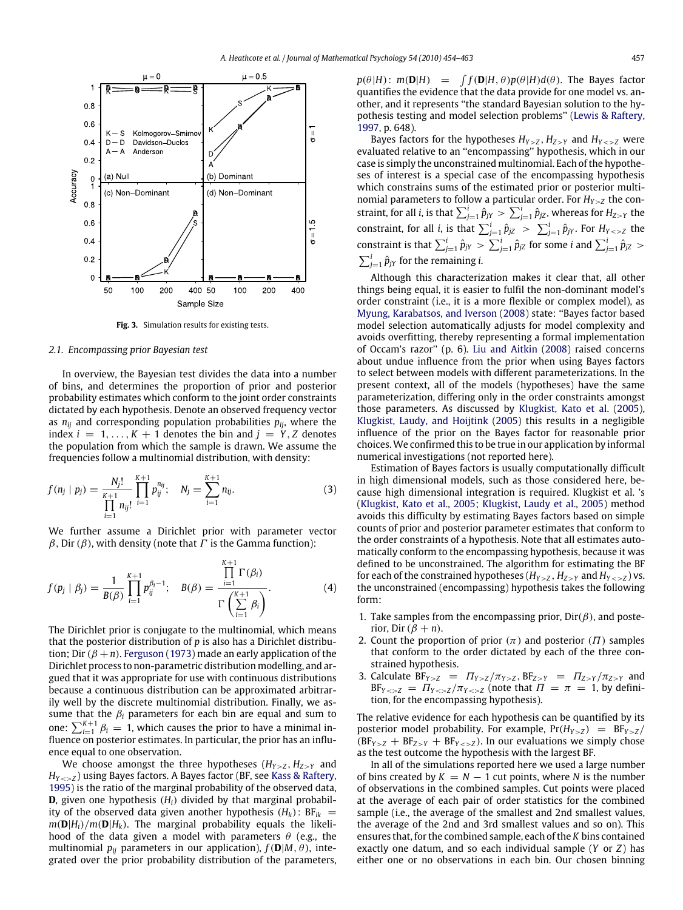**Fig. 3.** Simulation results for existing tests.

### 2.1. Encompassing prior Bayesian test

In overview, the Bayesian test divides the data into a number of bins, and determines the proportion of prior and posterior probability estimates which conform to the joint order constraints dictated by each hypothesis. Denote an observed frequency vector as $n_{ij}$ and corresponding population probabilities $p_{ij}$, where the index $i = 1, \ldots, K+1$ denotes the bin and $j = Y, Z$ denotes the population from which the sample is drawn. We assume the frequencies follow a multinomial distribution, with density:

$$f(n_j \mid p_j) = \frac{N_j!}{\prod_{i=1}^{K+1} n_{ij}!} \prod_{i=1}^{K+1} p_{ij}^{n_{ij}}; \quad N_j = \sum_{i=1}^{K+1} n_{ij}. \tag{3}$$

We further assume a Dirichlet prior with parameter vector $\beta$, Dir $(\beta)$, with density (note that $\Gamma$ is the Gamma function):

$$f(p_j \mid \beta_j) = \frac{1}{B(\beta)} \prod_{i=1}^{K+1} p_{ij}^{\beta_i - 1}; \quad B(\beta) = \frac{\prod_{i=1}^{K+1} \Gamma(\beta_i)}{\Gamma\left(\sum_{i=1}^{K+1} \beta_i\right)}. \tag{4}$$

The Dirichlet prior is conjugate to the multinomial, which means that the posterior distribution of $p$ is also has a Dirichlet distribution; Dir $(\beta + n)$. Ferguson (1973) made an early application of the Dirichlet process to non-parametric distribution modelling, and argued that it was appropriate for use with continuous distributions because a continuous distribution can be approximated arbitrarily well by the discrete multinomial distribution. Finally, we assume that the $\beta_i$ parameters for each bin are equal and sum to one: $\sum_{i=1}^{K+1} \beta_i = 1$, which causes the prior to have a minimal influence on posterior estimates. In particular, the prior has an influence equal to one observation.

We choose amongst the three hypotheses ($H_{Y>Z}$, $H_{Z>Y}$ and $H_{Y<>Z}$) using Bayes factors. A Bayes factor (BF, see Kass & Raftery, 1995) is the ratio of the marginal probability of the observed data, $\mathbf{D}$, given one hypothesis ($H_i$) divided by that marginal probability of the observed data given another hypothesis ($H_k$): $\text{BF}_{ik} = m(\mathbf{D}|H_i)/m(\mathbf{D}|H_k)$. The marginal probability equals the likelihood of the data given a model with parameters $\theta$ (e.g., the multinomial $p_{ij}$ parameters in our application), $f(\mathbf{D}|M, \theta)$, integrated over the prior probability distribution of the parameters, $p(\theta|H)$: $m(\mathbf{D}|H) = \int f(\mathbf{D}|H, \theta) p(\theta|H) d(\theta)$. The Bayes factor quantifies the evidence that the data provide for one model vs. another, and it represents "the standard Bayesian solution to the hypothesis testing and model selection problems" (Lewis & Raftery, 1997, p. 648).

Bayes factors for the hypotheses $H_{Y>Z}$, $H_{Z>Y}$ and $H_{Y<>Z}$ were evaluated relative to an "encompassing" hypothesis, which in our case is simply the unconstrained multinomial. Each of the hypotheses of interest is a special case of the encompassing hypothesis which constrains sums of the estimated prior or posterior multinomial parameters to follow a particular order. For $H_{Y>Z}$ the constraint, for all $i$, is that $\sum_{j=1}^{i} \hat{p}_{jY} > \sum_{j=1}^{i} \hat{p}_{jZ}$, whereas for $H_{Z>Y}$ the constraint, for all $i$, is that $\sum_{j=1}^{i} \hat{p}_{jZ} > \sum_{j=1}^{i} \hat{p}_{jY}$. For $H_{Y<>Z}$ the constraint is that $\sum_{j=1}^{i} \hat{p}_{jY} > \sum_{j=1}^{i} \hat{p}_{jZ}$ for some $i$ and $\sum_{j=1}^{i} \hat{p}_{jZ} > \sum_{j=1}^{i} \hat{p}_{jY}$ for the remaining $i$.

Although this characterization makes it clear that, all other things being equal, it is easier to fulfil the non-dominant model's order constraint (i.e., it is a more flexible or complex model), as Myung, Karabatsos, and Iverson (2008) state: "Bayes factor based model selection automatically adjusts for model complexity and avoids overfitting, thereby representing a formal implementation of Occam's razor" (p. 6). Liu and Aitkin (2008) raised concerns about undue influence from the prior when using Bayes factors to select between models with different parameterizations. In the present context, all of the models (hypotheses) have the same parameterization, differing only in the order constraints amongst those parameters. As discussed by Klugkist, Kato et al. (2005), Klugkist, Laudy, and Hoijtink (2005) this results in a negligible influence of the prior on the Bayes factor for reasonable prior choices. We confirmed this to be true in our application by informal numerical investigations (not reported here).

Estimation of Bayes factors is usually computationally difficult in high dimensional models, such as those considered here, because high dimensional integration is required. Klugkist et al. 's (Klugkist, Kato et al., 2005; Klugkist, Laudy et al., 2005) method avoids this difficulty by estimating Bayes factors based on simple counts of prior and posterior parameter estimates that conform to the order constraints of a hypothesis. Note that all estimates automatically conform to the encompassing hypothesis, because it was defined to be unconstrained. The algorithm for estimating the BF for each of the constrained hypotheses ($H_{Y>Z}$, $H_{Z>Y}$ and $H_{Y<>Z}$) vs. the unconstrained (encompassing) hypothesis takes the following form:

1. Take samples from the encompassing prior, Dir$(\beta)$, and posterior, Dir $(\beta + n)$.
2. Count the proportion of prior ($\pi$) and posterior ($\Pi$) samples that conform to the order dictated by each of the three constrained hypothesis.
3. Calculate $\text{BF}_{Y>Z} = \Pi_{Y>Z}/\pi_{Y>Z}$, $\text{BF}_{Z>Y} = \Pi_{Z>Y}/\pi_{Z>Y}$ and $\text{BF}_{Y<>Z} = \Pi_{Y<>Z}/\pi_{Y<>Z}$ (note that $\Pi = \pi = 1$, by definition, for the encompassing hypothesis).

The relative evidence for each hypothesis can be quantified by its posterior model probability. For example, $\Pr(H_{Y>Z}) = \text{BF}_{Y>Z}/(\text{BF}_{Y>Z} + \text{BF}_{Z>Y} + \text{BF}_{Y<>Z})$. In our evaluations we simply chose as the test outcome the hypothesis with the largest BF.

In all of the simulations reported here we used a large number of bins created by $K = N - 1$ cut points, where $N$ is the number of observations in the combined samples. Cut points were placed at the average of each pair of order statistics for the combined sample (i.e., the average of the smallest and 2nd smallest values, the average of the 2nd and 3rd smallest values and so on). This ensures that, for the combined sample, each of the $K$ bins contained exactly one datum, and so each individual sample ($Y$ or $Z$) has either one or no observations in each bin. Our chosen binning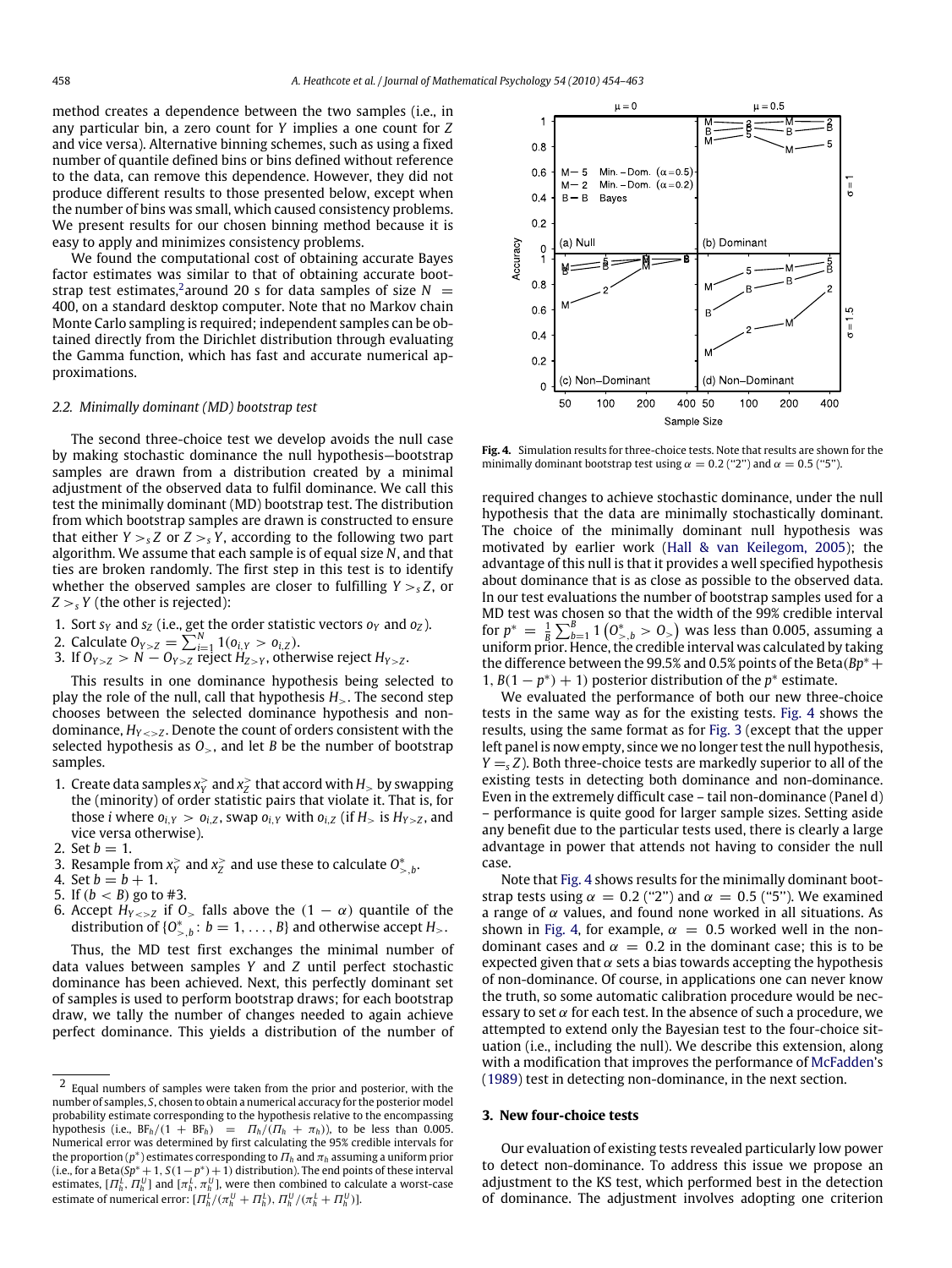method creates a dependence between the two samples (i.e., in any particular bin, a zero count for $Y$ implies a one count for $Z$ and vice versa). Alternative binning schemes, such as using a fixed number of quantile defined bins or bins defined without reference to the data, can remove this dependence. However, they did not produce different results to those presented below, except when the number of bins was small, which caused consistency problems. We present results for our chosen binning method because it is easy to apply and minimizes consistency problems.

We found the computational cost of obtaining accurate Bayes factor estimates was similar to that of obtaining accurate bootstrap test estimates,[2] around 20 s for data samples of size $N = 400$, on a standard desktop computer. Note that no Markov chain Monte Carlo sampling is required; independent samples can be obtained directly from the Dirichlet distribution through evaluating the Gamma function, which has fast and accurate numerical approximations.

### 2.2. Minimally dominant (MD) bootstrap test

The second three-choice test we develop avoids the null case by making stochastic dominance the null hypothesis—bootstrap samples are drawn from a distribution created by a minimal adjustment of the observed data to fulfil dominance. We call this test the minimally dominant (MD) bootstrap test. The distribution from which bootstrap samples are drawn is constructed to ensure that either $Y >_s Z$ or $Z >_s Y$, according to the following two part algorithm. We assume that each sample is of equal size $N$, and that ties are broken randomly. The first step in this test is to identify whether the observed samples are closer to fulfilling $Y >_s Z$, or $Z >_s Y$ (the other is rejected):

1. Sort $s_Y$ and $s_Z$ (i.e., get the order statistic vectors $o_Y$ and $o_Z$).
2. Calculate $O_{Y>Z} = \sum_{i=1}^{N} 1(o_{i,Y} > o_{i,Z})$.
3. If $O_{Y>Z} > N - O_{Y>Z}$ reject $H_{Z>Y}$, otherwise reject $H_{Y>Z}$.

This results in one dominance hypothesis being selected to play the role of the null, call that hypothesis $H_>$. The second step chooses between the selected dominance hypothesis and non-dominance, $H_{Y<>Z}$. Denote the count of orders consistent with the selected hypothesis as $O_>$, and let $B$ be the number of bootstrap samples.

1. Create data samples $x_Y^>$ and $x_Z^>$ that accord with $H_>$ by swapping the (minority) of order statistic pairs that violate it. That is, for those $i$ where $o_{i,Y} > o_{i,Z}$, swap $o_{i,Y}$ with $o_{i,Z}$ (if $H_>$ is $H_{Y>Z}$, and vice versa otherwise).
2. Set $b = 1$.
3. Resample from $x_Y^>$ and $x_Z^>$ and use these to calculate $O_{>,b}^*$.
4. Set $b = b + 1$.
5. If $(b < B)$ go to #3.
6. Accept $H_{Y<>Z}$ if $O_>$ falls above the $(1 - \alpha)$ quantile of the distribution of $\{O_{>,b}^* : b = 1, \ldots, B\}$ and otherwise accept $H_>$.

Thus, the MD test first exchanges the minimal number of data values between samples $Y$ and $Z$ until perfect stochastic dominance has been achieved. Next, this perfectly dominant set of samples is used to perform bootstrap draws; for each bootstrap draw, we tally the number of changes needed to again achieve perfect dominance. This yields a distribution of the number of required changes to achieve stochastic dominance, under the null hypothesis that the data are minimally stochastically dominant. The choice of the minimally dominant null hypothesis was motivated by earlier work (Hall & van Keilegom, 2005); the advantage of this null is that it provides a well specified hypothesis about dominance that is as close as possible to the observed data. In our test evaluations the number of bootstrap samples used for a MD test was chosen so that the width of the 99% credible interval for $p^* = \frac{1}{B}\sum_{b=1}^{B} 1\left(O_{>,b}^* > O_>\right)$ was less than 0.005, assuming a uniform prior. Hence, the credible interval was calculated by taking the difference between the 99.5% and 0.5% points of the Beta$(Bp^* + 1, B(1 - p^*) + 1)$ posterior distribution of the $p^*$ estimate.

**Fig. 4.** Simulation results for three-choice tests. Note that results are shown for the minimally dominant bootstrap test using $\alpha = 0.2$ ("2") and $\alpha = 0.5$ ("5").

We evaluated the performance of both our new three-choice tests in the same way as for the existing tests. Fig. 4 shows the results, using the same format as for Fig. 3 (except that the upper left panel is now empty, since we no longer test the null hypothesis, $Y =_s Z$). Both three-choice tests are markedly superior to all of the existing tests in detecting both dominance and non-dominance. Even in the extremely difficult case – tail non-dominance (Panel d) – performance is quite good for larger sample sizes. Setting aside any benefit due to the particular tests used, there is clearly a large advantage in power that attends not having to consider the null case.

Note that Fig. 4 shows results for the minimally dominant bootstrap tests using $\alpha = 0.2$ ("2") and $\alpha = 0.5$ ("5"). We examined a range of $\alpha$ values, and found none worked in all situations. As shown in Fig. 4, for example, $\alpha = 0.5$ worked well in the non-dominant cases and $\alpha = 0.2$ in the dominant case; this is to be expected given that $\alpha$ sets a bias towards accepting the hypothesis of non-dominance. Of course, in applications one can never know the truth, so some automatic calibration procedure would be necessary to set $\alpha$ for each test. In the absence of such a procedure, we attempted to extend only the Bayesian test to the four-choice situation (i.e., including the null). We describe this extension, along with a modification that improves the performance of McFadden's (1989) test in detecting non-dominance, in the next section.

## 3. New four-choice tests

Our evaluation of existing tests revealed particularly low power to detect non-dominance. To address this issue we propose an adjustment to the KS test, which performed best in the detection of dominance. The adjustment involves adopting one criterion

[2] Equal numbers of samples were taken from the prior and posterior, with the number of samples, $S$, chosen to obtain a numerical accuracy for the posterior model probability estimate corresponding to the hypothesis relative to the encompassing hypothesis (i.e., $\text{BF}_h/(1 + \text{BF}_h) = \Pi_h/(\Pi_h + \pi_h)$), to be less than 0.005. Numerical error was determined by first calculating the 95% credible intervals for the proportion ($p^*$) estimates corresponding to $\Pi_h$ and $\pi_h$ assuming a uniform prior (i.e., for a Beta$(Sp^* + 1, S(1 - p^*) + 1)$ distribution). The end points of these interval estimates, $[\Pi_h^L, \Pi_h^U]$ and $[\pi_h^L, \pi_h^U]$, were then combined to calculate a worst-case estimate of numerical error: $[\Pi_h^L/(\pi_h^U + \Pi_h^L), \Pi_h^U/(\pi_h^L + \Pi_h^U)]$.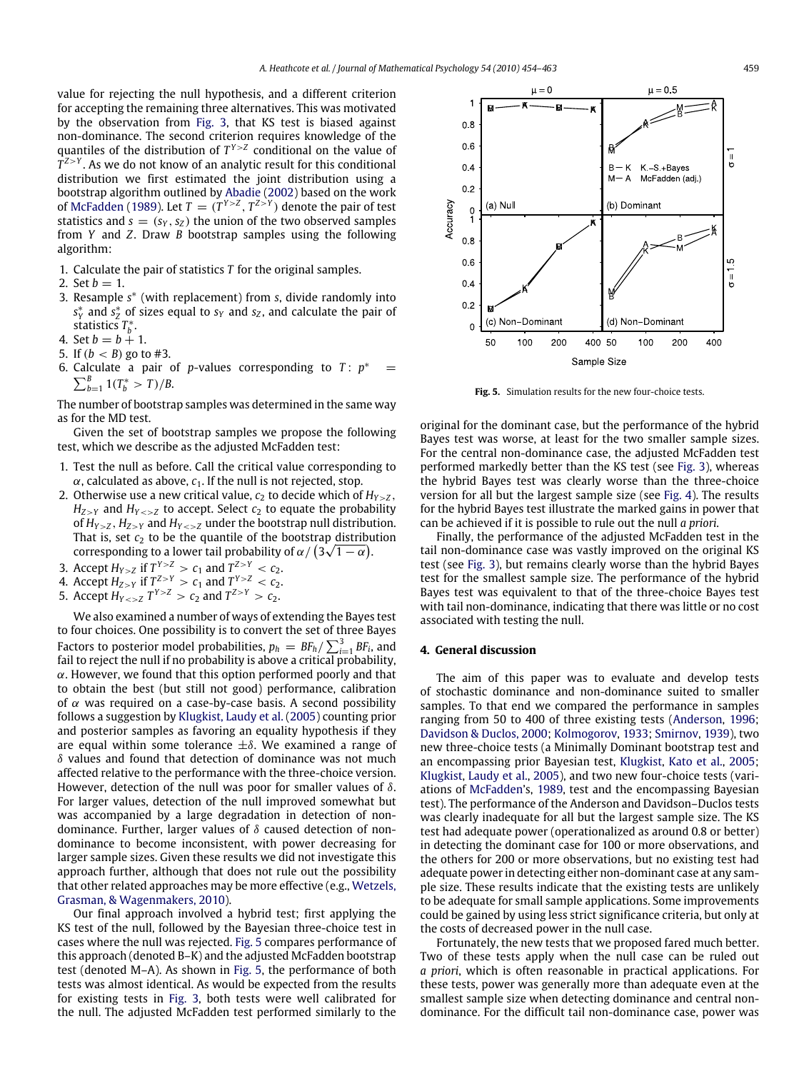value for rejecting the null hypothesis, and a different criterion for accepting the remaining three alternatives. This was motivated by the observation from Fig. 3, that KS test is biased against non-dominance. The second criterion requires knowledge of the quantiles of the distribution of $T^{Y>Z}$ conditional on the value of $T^{Z>Y}$. As we do not know of an analytic result for this conditional distribution we first estimated the joint distribution using a bootstrap algorithm outlined by Abadie (2002) based on the work of McFadden (1989). Let $T = (T^{Y>Z}, T^{Z>Y})$ denote the pair of test statistics and $s = (s_Y, s_Z)$ the union of the two observed samples from $Y$ and $Z$. Draw $B$ bootstrap samples using the following algorithm:

1. Calculate the pair of statistics $T$ for the original samples.
2. Set $b = 1$.
3. Resample $s^*$ (with replacement) from $s$, divide randomly into $s_Y^*$ and $s_Z^*$ of sizes equal to $s_Y$ and $s_Z$, and calculate the pair of statistics $T_b^*$.
4. Set $b = b + 1$.
5. If $(b < B)$ go to #3.
6. Calculate a pair of $p$-values corresponding to $T$: $p^* = \sum_{b=1}^{B} 1(T_b^* > T)/B$.

The number of bootstrap samples was determined in the same way as for the MD test.

Given the set of bootstrap samples we propose the following test, which we describe as the adjusted McFadden test:

1. Test the null as before. Call the critical value corresponding to $\alpha$, calculated as above, $c_1$. If the null is not rejected, stop.
2. Otherwise use a new critical value, $c_2$ to decide which of $H_{Y>Z}$, $H_{Z>Y}$ and $H_{Y<>Z}$ to accept. Select $c_2$ to equate the probability of $H_{Y>Z}$, $H_{Z>Y}$ and $H_{Y<>Z}$ under the bootstrap null distribution. That is, set $c_2$ to be the quantile of the bootstrap distribution corresponding to a lower tail probability of $\alpha/\left(3\sqrt{1-\alpha}\right)$.
3. Accept $H_{Y>Z}$ if $T^{Y>Z} > c_1$ and $T^{Z>Y} < c_2$.
4. Accept $H_{Z>Y}$ if $T^{Z>Y} > c_1$ and $T^{Y>Z} < c_2$.
5. Accept $H_{Y<>Z}$ $T^{Y>Z} > c_2$ and $T^{Z>Y} > c_2$.

We also examined a number of ways of extending the Bayes test to four choices. One possibility is to convert the set of three Bayes Factors to posterior model probabilities, $p_h = BF_h/\sum_{i=1}^{3} BF_i$, and fail to reject the null if no probability is above a critical probability, $\alpha$. However, we found that this option performed poorly and that to obtain the best (but still not good) performance, calibration of $\alpha$ was required on a case-by-case basis. A second possibility follows a suggestion by Klugkist, Laudy et al. (2005) counting prior and posterior samples as favoring an equality hypothesis if they are equal within some tolerance $\pm\delta$. We examined a range of $\delta$ values and found that detection of dominance was not much affected relative to the performance with the three-choice version. However, detection of the null was poor for smaller values of $\delta$. For larger values, detection of the null improved somewhat but was accompanied by a large degradation in detection of non-dominance. Further, larger values of $\delta$ caused detection of non-dominance to become inconsistent, with power decreasing for larger sample sizes. Given these results we did not investigate this approach further, although that does not rule out the possibility that other related approaches may be more effective (e.g., Wetzels, Grasman, & Wagenmakers, 2010).

Our final approach involved a hybrid test; first applying the KS test of the null, followed by the Bayesian three-choice test in cases where the null was rejected. Fig. 5 compares performance of this approach (denoted B–K) and the adjusted McFadden bootstrap test (denoted M–A). As shown in Fig. 5, the performance of both tests was almost identical. As would be expected from the results for existing tests in Fig. 3, both tests were well calibrated for the null. The adjusted McFadden test performed similarly to the original for the dominant case, but the performance of the hybrid Bayes test was worse, at least for the two smaller sample sizes. For the central non-dominance case, the adjusted McFadden test performed markedly better than the KS test (see Fig. 3), whereas the hybrid Bayes test was clearly worse than the three-choice version for all but the largest sample size (see Fig. 4). The results for the hybrid Bayes test illustrate the marked gains in power that can be achieved if it is possible to rule out the null *a priori*.

Fig. 5. Simulation results for the new four-choice tests.

Finally, the performance of the adjusted McFadden test in the tail non-dominance case was vastly improved on the original KS test (see Fig. 3), but remains clearly worse than the hybrid Bayes test for the smallest sample size. The performance of the hybrid Bayes test was equivalent to that of the three-choice Bayes test with tail non-dominance, indicating that there was little or no cost associated with testing the null.

## 4. General discussion

The aim of this paper was to evaluate and develop tests of stochastic dominance and non-dominance suited to smaller samples. To that end we compared the performance in samples ranging from 50 to 400 of three existing tests (Anderson, 1996; Davidson & Duclos, 2000; Kolmogorov, 1933; Smirnov, 1939), two new three-choice tests (a Minimally Dominant bootstrap test and an encompassing prior Bayesian test, Klugkist, Kato et al., 2005; Klugkist, Laudy et al., 2005), and two new four-choice tests (variations of McFadden's, 1989, test and the encompassing Bayesian test). The performance of the Anderson and Davidson–Duclos tests was clearly inadequate for all but the largest sample size. The KS test had adequate power (operationalized as around 0.8 or better) in detecting the dominant case for 100 or more observations, and the others for 200 or more observations, but no existing test had adequate power in detecting either non-dominant case at any sample size. These results indicate that the existing tests are unlikely to be adequate for small sample applications. Some improvements could be gained by using less strict significance criteria, but only at the costs of decreased power in the null case.

Fortunately, the new tests that we proposed fared much better. Two of these tests apply when the null case can be ruled out *a priori*, which is often reasonable in practical applications. For these tests, power was generally more than adequate even at the smallest sample size when detecting dominance and central non-dominance. For the difficult tail non-dominance case, power was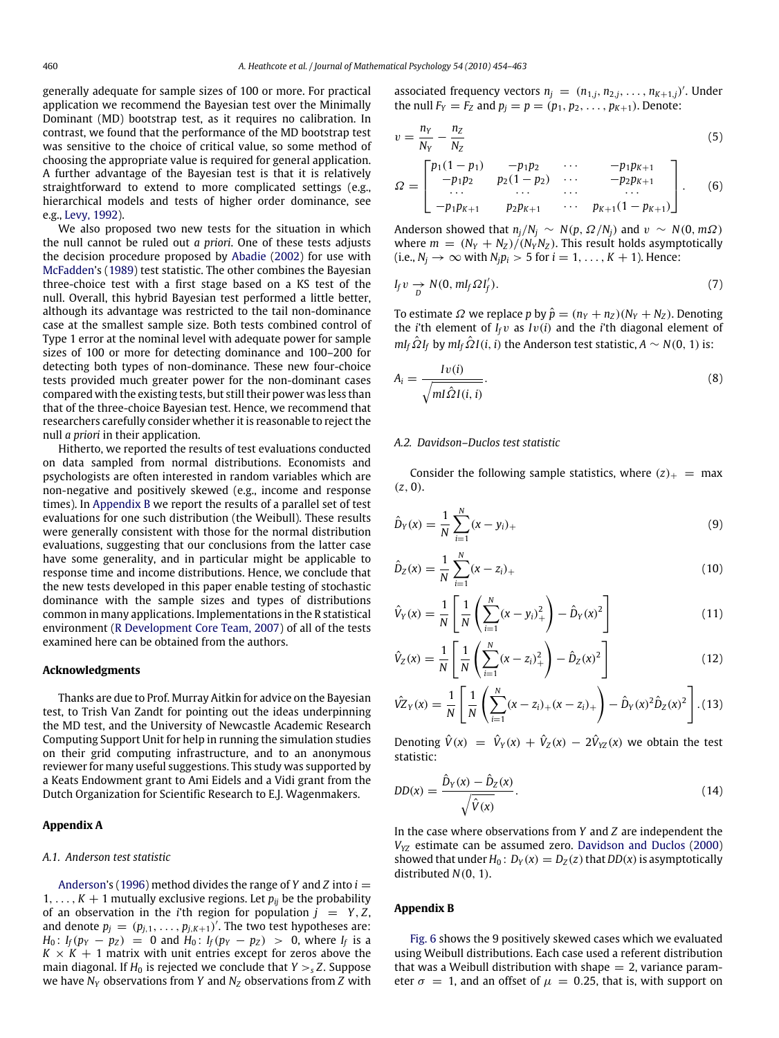generally adequate for sample sizes of 100 or more. For practical application we recommend the Bayesian test over the Minimally Dominant (MD) bootstrap test, as it requires no calibration. In contrast, we found that the performance of the MD bootstrap test was sensitive to the choice of critical value, so some method of choosing the appropriate value is required for general application. A further advantage of the Bayesian test is that it is relatively straightforward to extend to more complicated settings (e.g., hierarchical models and tests of higher order dominance, see e.g., Levy, 1992).

We also proposed two new tests for the situation in which the null cannot be ruled out *a priori*. One of these tests adjusts the decision procedure proposed by Abadie (2002) for use with McFadden's (1989) test statistic. The other combines the Bayesian three-choice test with a first stage based on a KS test of the null. Overall, this hybrid Bayesian test performed a little better, although its advantage was restricted to the tail non-dominance case at the smallest sample size. Both tests combined control of Type 1 error at the nominal level with adequate power for sample sizes of 100 or more for detecting dominance and 100–200 for detecting both types of non-dominance. These new four-choice tests provided much greater power for the non-dominant cases compared with the existing tests, but still their power was less than that of the three-choice Bayesian test. Hence, we recommend that researchers carefully consider whether it is reasonable to reject the null *a priori* in their application.

Hitherto, we reported the results of test evaluations conducted on data sampled from normal distributions. Economists and psychologists are often interested in random variables which are non-negative and positively skewed (e.g., income and response times). In Appendix B we report the results of a parallel set of test evaluations for one such distribution (the Weibull). These results were generally consistent with those for the normal distribution evaluations, suggesting that our conclusions from the latter case have some generality, and in particular might be applicable to response time and income distributions. Hence, we conclude that the new tests developed in this paper enable testing of stochastic dominance with the sample sizes and types of distributions common in many applications. Implementations in the R statistical environment (R Development Core Team, 2007) of all of the tests examined here can be obtained from the authors.

## Acknowledgments

Thanks are due to Prof. Murray Aitkin for advice on the Bayesian test, to Trish Van Zandt for pointing out the ideas underpinning the MD test, and the University of Newcastle Academic Research Computing Support Unit for help in running the simulation studies on their grid computing infrastructure, and to an anonymous reviewer for many useful suggestions. This study was supported by a Keats Endowment grant to Ami Eidels and a Vidi grant from the Dutch Organization for Scientific Research to E.J. Wagenmakers.

## Appendix A

### A.1. Anderson test statistic

Anderson's (1996) method divides the range of $Y$ and $Z$ into $i = 1, \ldots, K+1$ mutually exclusive regions. Let $p_{ij}$ be the probability of an observation in the $i$'th region for population $j = Y, Z$, and denote $p_j = (p_{j,1}, \ldots, p_{j,K+1})'$. The two test hypotheses are: $H_0$: $I_f(p_Y - p_Z) = 0$ and $H_0$: $I_f(p_Y - p_Z) > 0$, where $I_f$ is a $K \times K + 1$ matrix with unit entries except for zeros above the main diagonal. If $H_0$ is rejected we conclude that $Y >_s Z$. Suppose we have $N_Y$ observations from $Y$ and $N_Z$ observations from $Z$ with associated frequency vectors $n_j = (n_{1,j}, n_{2,j}, \ldots, n_{K+1,j})'$. Under the null $F_Y = F_Z$ and $p_j = p = (p_1, p_2, \ldots, p_{K+1})$. Denote:

$$\upsilon = \frac{n_Y}{N_Y} - \frac{n_Z}{N_Z} \tag{5}$$

$$\Omega = \begin{bmatrix} p_1(1-p_1) & -p_1p_2 & \cdots & -p_1p_{K+1} \\ -p_1p_2 & p_2(1-p_2) & \cdots & -p_2p_{K+1} \\ \cdots & \cdots & \cdots & \cdots \\ -p_1p_{K+1} & p_2p_{K+1} & \cdots & p_{K+1}(1-p_{K+1}) \end{bmatrix}. \tag{6}$$

Anderson showed that $n_j/N_j \sim N(p, \Omega/N_j)$ and $\upsilon \sim N(0, m\Omega)$ where $m = (N_Y + N_Z)/(N_Y N_Z)$. This result holds asymptotically (i.e., $N_j \to \infty$ with $N_j p_i > 5$ for $i = 1, \ldots, K+1$). Hence:

$$I_f \upsilon \underset{D}{\to} N(0, mI_f \Omega I_f'). \tag{7}$$

To estimate $\Omega$ we replace $p$ by $\hat{p} = (n_Y + n_Z)(N_Y + N_Z)$. Denoting the $i$'th element of $I_f\upsilon$ as $I\upsilon(i)$ and the $i$'th diagonal element of $mI_f\hat{\Omega}I_f$ by $mI_f\hat{\Omega}I(i,i)$ the Anderson test statistic, $A \sim N(0, 1)$ is:

$$A_i = \frac{I\upsilon(i)}{\sqrt{mI\hat{\Omega}I(i,i)}}. \tag{8}$$

### A.2. Davidson–Duclos test statistic

Consider the following sample statistics, where $(z)_+ = \max(z, 0)$.

$$\hat{D}_Y(x) = \frac{1}{N}\sum_{i=1}^{N}(x - y_i)_+ \tag{9}$$

$$\hat{D}_Z(x) = \frac{1}{N}\sum_{i=1}^{N}(x - z_i)_+ \tag{10}$$

$$\hat{V}_Y(x) = \frac{1}{N}\left[\frac{1}{N}\left(\sum_{i=1}^{N}(x - y_i)_+^2\right) - \hat{D}_Y(x)^2\right] \tag{11}$$

$$\hat{V}_Z(x) = \frac{1}{N}\left[\frac{1}{N}\left(\sum_{i=1}^{N}(x - z_i)_+^2\right) - \hat{D}_Z(x)^2\right] \tag{12}$$

$$\hat{VZ}_Y(x) = \frac{1}{N}\left[\frac{1}{N}\left(\sum_{i=1}^{N}(x - z_i)_+(x - z_i)_+\right) - \hat{D}_Y(x)^2\hat{D}_Z(x)^2\right]. \tag{13}$$

Denoting $\hat{V}(x) = \hat{V}_Y(x) + \hat{V}_Z(x) - 2\hat{V}_{YZ}(x)$ we obtain the test statistic:

$$DD(x) = \frac{\hat{D}_Y(x) - \hat{D}_Z(x)}{\sqrt{\hat{V}(x)}}. \tag{14}$$

In the case where observations from $Y$ and $Z$ are independent the $V_{YZ}$ estimate can be assumed zero. Davidson and Duclos (2000) showed that under $H_0$: $D_Y(x) = D_Z(z)$ that $DD(x)$ is asymptotically distributed $N(0, 1)$.

## Appendix B

Fig. 6 shows the 9 positively skewed cases which we evaluated using Weibull distributions. Each case used a referent distribution that was a Weibull distribution with shape = 2, variance parameter $\sigma = 1$, and an offset of $\mu = 0.25$, that is, with support on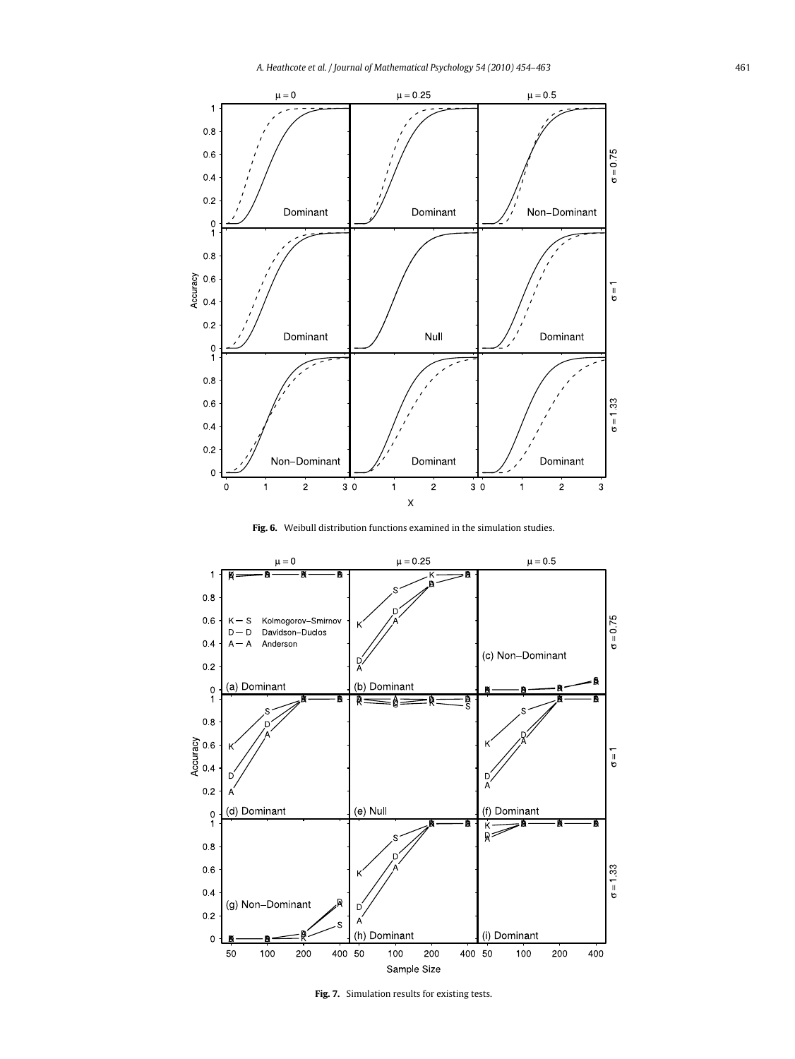**Fig. 6.** Weibull distribution functions examined in the simulation studies.

**Fig. 7.** Simulation results for existing tests.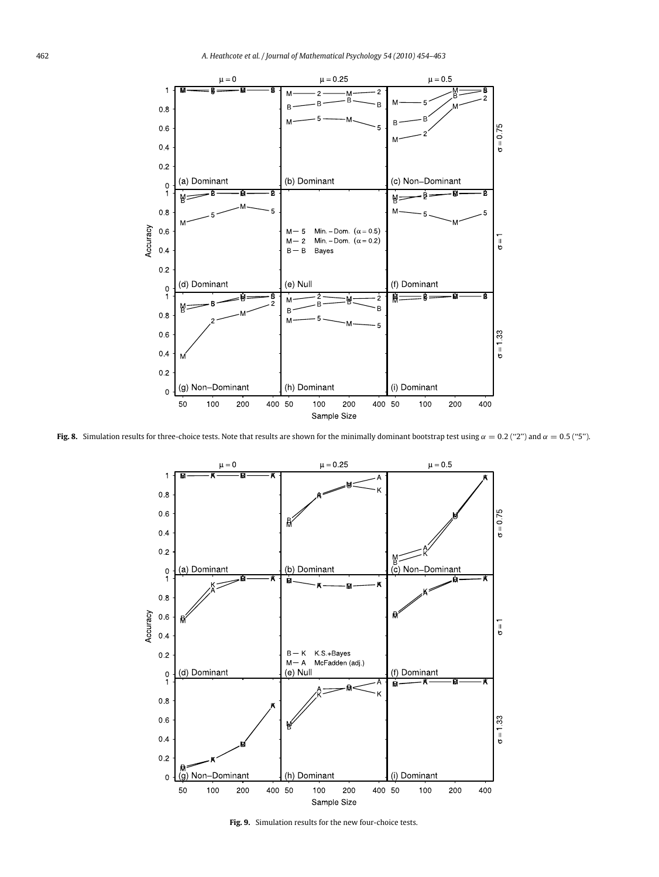**Fig. 8.** Simulation results for three-choice tests. Note that results are shown for the minimally dominant bootstrap test using $\alpha = 0.2$ ("2") and $\alpha = 0.5$ ("5").

**Fig. 9.** Simulation results for the new four-choice tests.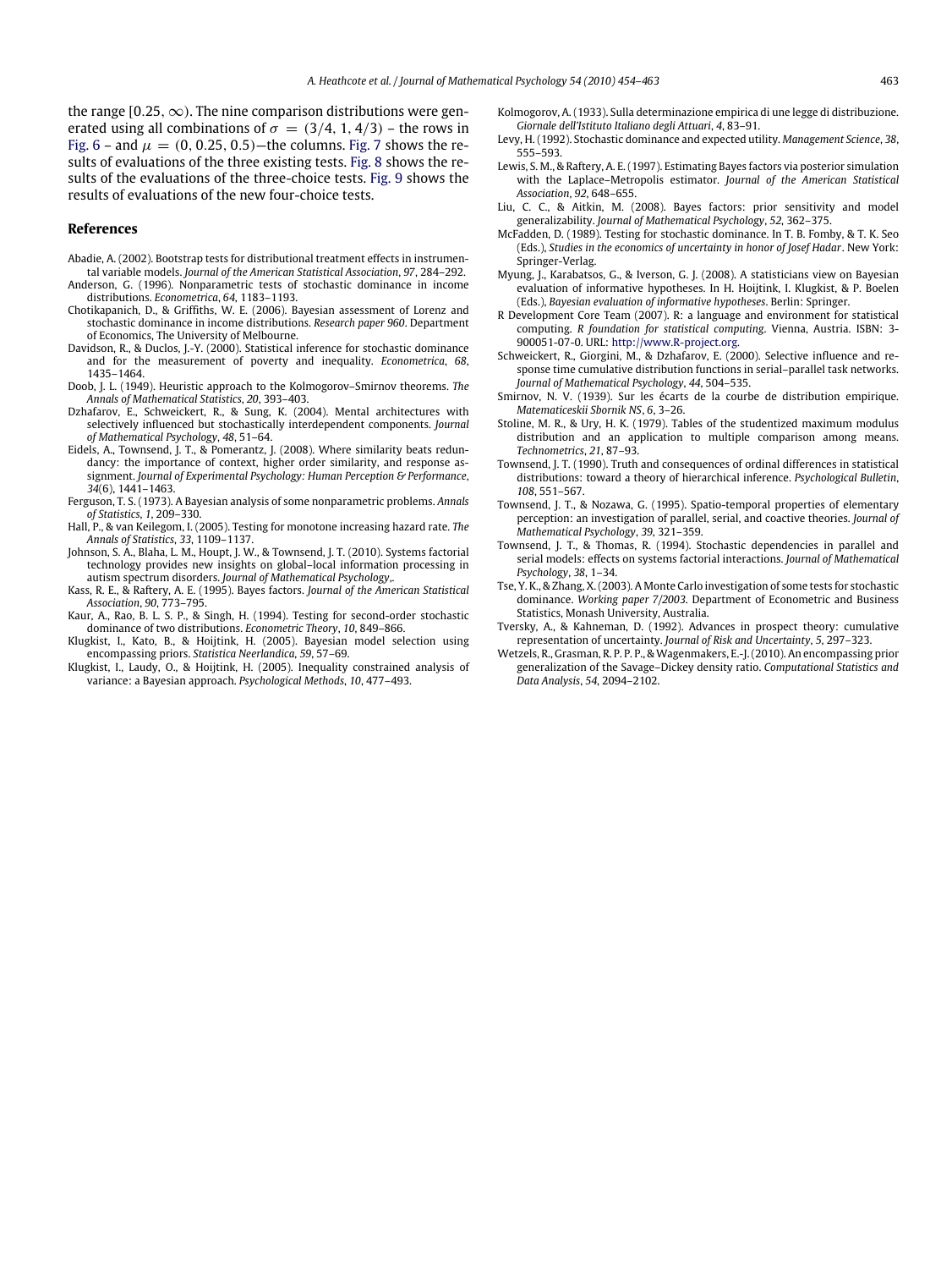the range $[0.25, \infty)$. The nine comparison distributions were generated using all combinations of $\sigma = (3/4, 1, 4/3)$ – the rows in Fig. 6 – and $\mu = (0, 0.25, 0.5)$—the columns. Fig. 7 shows the results of evaluations of the three existing tests. Fig. 8 shows the results of the evaluations of the three-choice tests. Fig. 9 shows the results of evaluations of the new four-choice tests.

## References

Abadie, A. (2002). Bootstrap tests for distributional treatment effects in instrumental variable models. *Journal of the American Statistical Association*, *97*, 284–292.

Anderson, G. (1996). Nonparametric tests of stochastic dominance in income distributions. *Econometrica*, *64*, 1183–1193.

Chotikapanich, D., & Griffiths, W. E. (2006). Bayesian assessment of Lorenz and stochastic dominance in income distributions. *Research paper 960*. Department of Economics, The University of Melbourne.

Davidson, R., & Duclos, J.-Y. (2000). Statistical inference for stochastic dominance and for the measurement of poverty and inequality. *Econometrica*, *68*, 1435–1464.

Doob, J. L. (1949). Heuristic approach to the Kolmogorov–Smirnov theorems. *The Annals of Mathematical Statistics*, *20*, 393–403.

Dzhafarov, E., Schweickert, R., & Sung, K. (2004). Mental architectures with selectively influenced but stochastically interdependent components. *Journal of Mathematical Psychology*, *48*, 51–64.

Eidels, A., Townsend, J. T., & Pomerantz, J. (2008). Where similarity beats redundancy: the importance of context, higher order similarity, and response assignment. *Journal of Experimental Psychology: Human Perception & Performance*, *34*(6), 1441–1463.

Ferguson, T. S. (1973). A Bayesian analysis of some nonparametric problems. *Annals of Statistics*, *1*, 209–330.

Hall, P., & van Keilegom, I. (2005). Testing for monotone increasing hazard rate. *The Annals of Statistics*, *33*, 1109–1137.

Johnson, S. A., Blaha, L. M., Houpt, J. W., & Townsend, J. T. (2010). Systems factorial technology provides new insights on global–local information processing in autism spectrum disorders. *Journal of Mathematical Psychology*,.

Kass, R. E., & Raftery, A. E. (1995). Bayes factors. *Journal of the American Statistical Association*, *90*, 773–795.

Kaur, A., Rao, B. L. S. P., & Singh, H. (1994). Testing for second-order stochastic dominance of two distributions. *Econometric Theory*, *10*, 849–866.

Klugkist, I., Kato, B., & Hoijtink, H. (2005). Bayesian model selection using encompassing priors. *Statistica Neerlandica*, *59*, 57–69.

Klugkist, I., Laudy, O., & Hoijtink, H. (2005). Inequality constrained analysis of variance: a Bayesian approach. *Psychological Methods*, *10*, 477–493.

Kolmogorov, A. (1933). Sulla determinazione empirica di une legge di distribuzione. *Giornale dell'Istituto Italiano degli Attuari*, *4*, 83–91.

Levy, H. (1992). Stochastic dominance and expected utility. *Management Science*, *38*, 555–593.

Lewis, S. M., & Raftery, A. E. (1997). Estimating Bayes factors via posterior simulation with the Laplace–Metropolis estimator. *Journal of the American Statistical Association*, *92*, 648–655.

Liu, C. C., & Aitkin, M. (2008). Bayes factors: prior sensitivity and model generalizability. *Journal of Mathematical Psychology*, *52*, 362–375.

McFadden, D. (1989). Testing for stochastic dominance. In T. B. Fomby, & T. K. Seo (Eds.), *Studies in the economics of uncertainty in honor of Josef Hadar*. New York: Springer-Verlag.

Myung, J., Karabatsos, G., & Iverson, G. J. (2008). A statisticians view on Bayesian evaluation of informative hypotheses. In H. Hoijtink, I. Klugkist, & P. Boelen (Eds.), *Bayesian evaluation of informative hypotheses*. Berlin: Springer.

R Development Core Team (2007). R: a language and environment for statistical computing. *R foundation for statistical computing*. Vienna, Austria. ISBN: 3-900051-07-0. URL: http://www.R-project.org.

Schweickert, R., Giorgini, M., & Dzhafarov, E. (2000). Selective influence and response time cumulative distribution functions in serial–parallel task networks. *Journal of Mathematical Psychology*, *44*, 504–535.

Smirnov, N. V. (1939). Sur les écarts de la courbe de distribution empirique. *Matematiceskii Sbornik NS*, *6*, 3–26.

Stoline, M. R., & Ury, H. K. (1979). Tables of the studentized maximum modulus distribution and an application to multiple comparison among means. *Technometrics*, *21*, 87–93.

Townsend, J. T. (1990). Truth and consequences of ordinal differences in statistical distributions: toward a theory of hierarchical inference. *Psychological Bulletin*, *108*, 551–567.

Townsend, J. T., & Nozawa, G. (1995). Spatio-temporal properties of elementary perception: an investigation of parallel, serial, and coactive theories. *Journal of Mathematical Psychology*, *39*, 321–359.

Townsend, J. T., & Thomas, R. (1994). Stochastic dependencies in parallel and serial models: effects on systems factorial interactions. *Journal of Mathematical Psychology*, *38*, 1–34.

Tse, Y. K., & Zhang, X. (2003). A Monte Carlo investigation of some tests for stochastic dominance. *Working paper 7/2003*. Department of Econometric and Business Statistics, Monash University, Australia.

Tversky, A., & Kahneman, D. (1992). Advances in prospect theory: cumulative representation of uncertainty. *Journal of Risk and Uncertainty*, *5*, 297–323.

Wetzels, R., Grasman, R. P. P. P., & Wagenmakers, E.-J. (2010). An encompassing prior generalization of the Savage–Dickey density ratio. *Computational Statistics and Data Analysis*, *54*, 2094–2102.